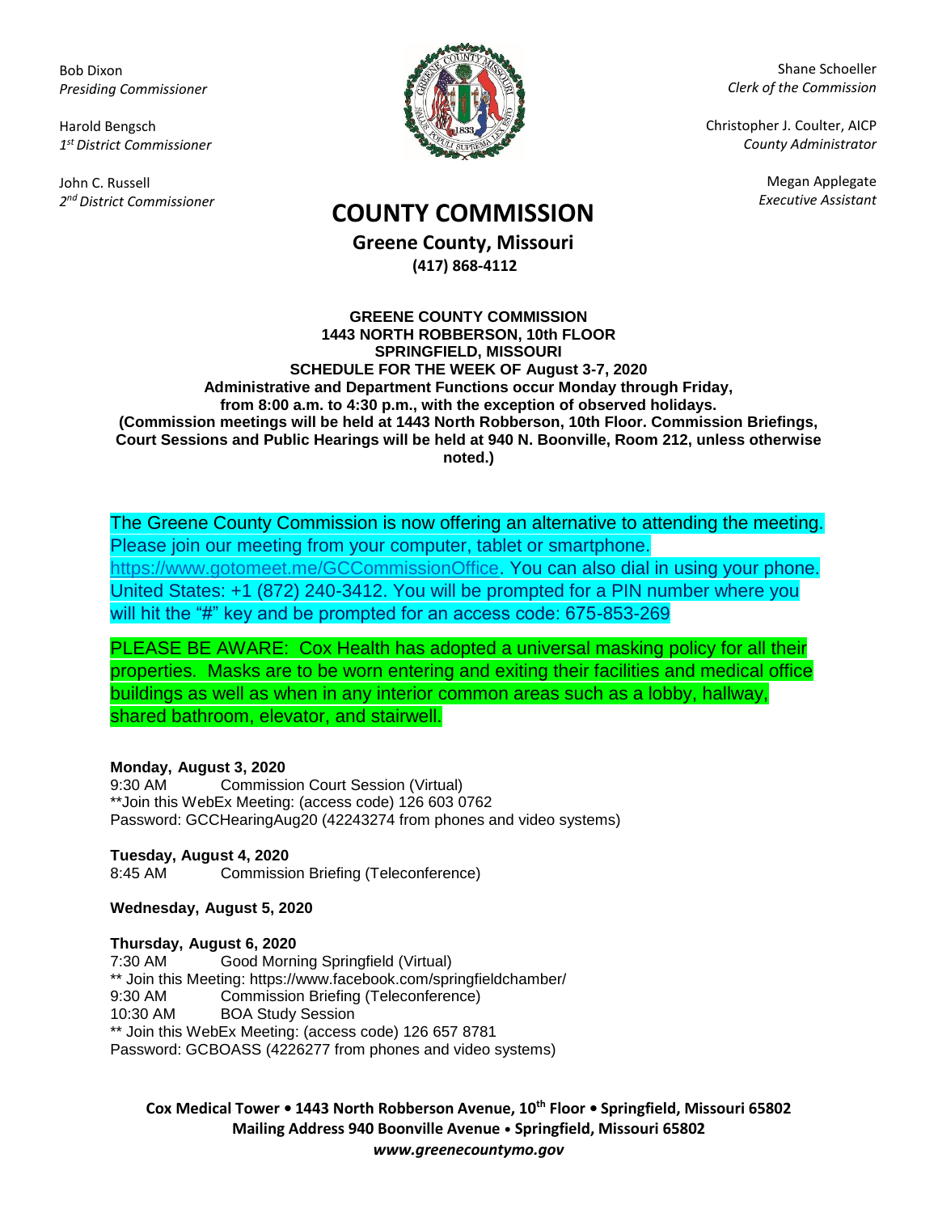Bob Dixon
*Presiding Commissioner*

Harold Bengsch
*1st District Commissioner*

John C. Russell
*2nd District Commissioner*

Shane Schoeller
*Clerk of the Commission*

Christopher J. Coulter, AICP
*County Administrator*

Megan Applegate
*Executive Assistant*

# COUNTY COMMISSION

**Greene County, Missouri**
**(417) 868-4112**

**GREENE COUNTY COMMISSION**
**1443 NORTH ROBBERSON, 10th FLOOR**
**SPRINGFIELD, MISSOURI**
**SCHEDULE FOR THE WEEK OF August 3-7, 2020**
**Administrative and Department Functions occur Monday through Friday, from 8:00 a.m. to 4:30 p.m., with the exception of observed holidays.**
**(Commission meetings will be held at 1443 North Robberson, 10th Floor. Commission Briefings, Court Sessions and Public Hearings will be held at 940 N. Boonville, Room 212, unless otherwise noted.)**

The Greene County Commission is now offering an alternative to attending the meeting. Please join our meeting from your computer, tablet or smartphone. https://www.gotomeet.me/GCCommissionOffice. You can also dial in using your phone. United States: +1 (872) 240-3412. You will be prompted for a PIN number where you will hit the "#" key and be prompted for an access code: 675-853-269

PLEASE BE AWARE: Cox Health has adopted a universal masking policy for all their properties. Masks are to be worn entering and exiting their facilities and medical office buildings as well as when in any interior common areas such as a lobby, hallway, shared bathroom, elevator, and stairwell.

**Monday, August 3, 2020**
9:30 AM Commission Court Session (Virtual)
**Join this WebEx Meeting: (access code) 126 603 0762
Password: GCCHearingAug20 (42243274 from phones and video systems)

**Tuesday, August 4, 2020**
8:45 AM Commission Briefing (Teleconference)

**Wednesday, August 5, 2020**

**Thursday, August 6, 2020**
7:30 AM Good Morning Springfield (Virtual)
** Join this Meeting: https://www.facebook.com/springfieldchamber/
9:30 AM Commission Briefing (Teleconference)
10:30 AM BOA Study Session
** Join this WebEx Meeting: (access code) 126 657 8781
Password: GCBOASS (4226277 from phones and video systems)

**Cox Medical Tower • 1443 North Robberson Avenue, 10th Floor • Springfield, Missouri 65802**
**Mailing Address 940 Boonville Avenue • Springfield, Missouri 65802**
***www.greenecountymo.gov***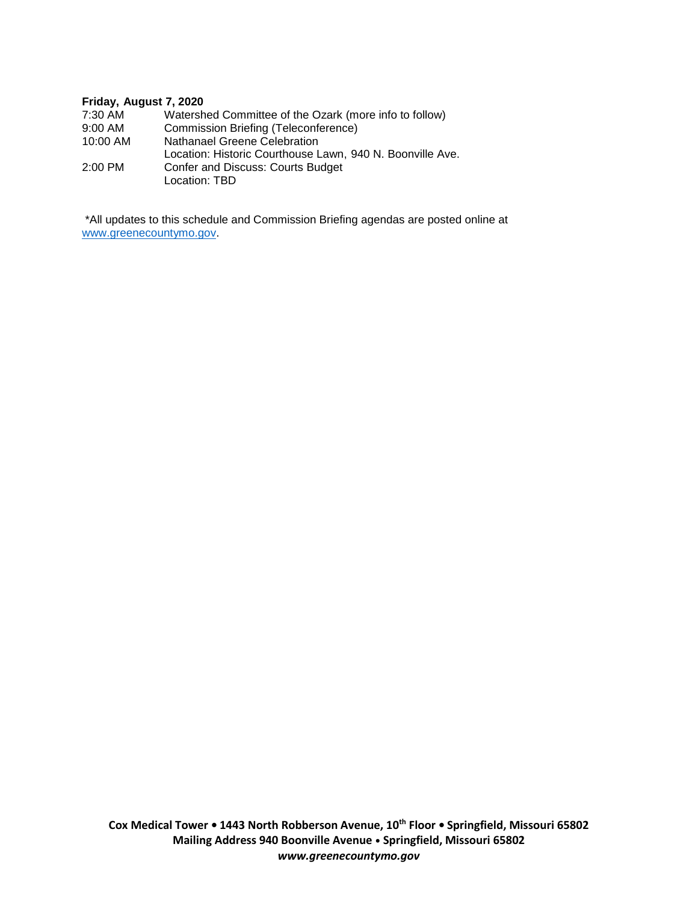**Friday, August 7, 2020**

| | |
|---|---|
| 7:30 AM | Watershed Committee of the Ozark (more info to follow) |
| 9:00 AM | Commission Briefing (Teleconference) |
| 10:00 AM | Nathanael Greene Celebration<br>Location: Historic Courthouse Lawn, 940 N. Boonville Ave. |
| 2:00 PM | Confer and Discuss: Courts Budget<br>Location: TBD |

*All updates to this schedule and Commission Briefing agendas are posted online at www.greenecountymo.gov.

**Cox Medical Tower • 1443 North Robberson Avenue, 10th Floor • Springfield, Missouri 65802**
**Mailing Address 940 Boonville Avenue • Springfield, Missouri 65802**
***www.greenecountymo.gov***